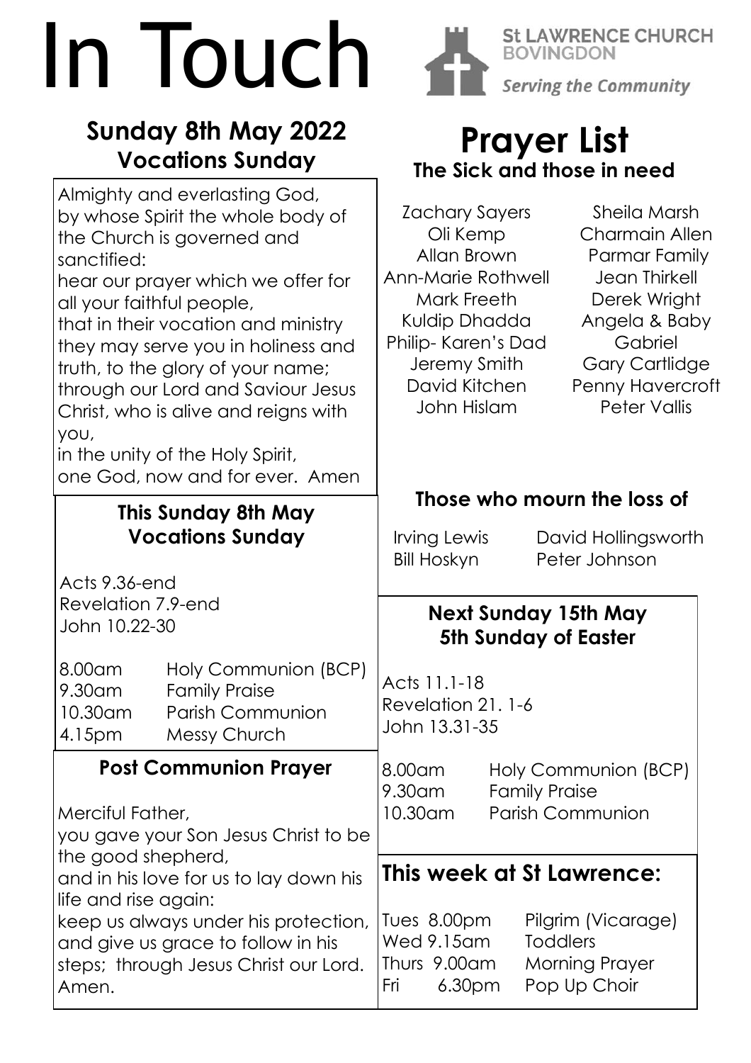# In Touch

**St LAWRENCE CHURCH BOVINGDON**
*Serving the Community*

## Sunday 8th May 2022
## Vocations Sunday

Almighty and everlasting God,
by whose Spirit the whole body of the Church is governed and sanctified:
hear our prayer which we offer for all your faithful people,
that in their vocation and ministry they may serve you in holiness and truth, to the glory of your name;
through our Lord and Saviour Jesus Christ, who is alive and reigns with you,
in the unity of the Holy Spirit,
one God, now and for ever. Amen

### This Sunday 8th May
### Vocations Sunday

Acts 9.36-end
Revelation 7.9-end
John 10.22-30

| | |
|---|---|
| 8.00am | Holy Communion (BCP) |
| 9.30am | Family Praise |
| 10.30am | Parish Communion |
| 4.15pm | Messy Church |

### Post Communion Prayer

Merciful Father,
you gave your Son Jesus Christ to be the good shepherd,
and in his love for us to lay down his life and rise again:
keep us always under his protection, and give us grace to follow in his steps; through Jesus Christ our Lord. Amen.

## Prayer List
### The Sick and those in need

Zachary Sayers
Oli Kemp
Allan Brown
Ann-Marie Rothwell
Mark Freeth
Kuldip Dhadda
Philip- Karen's Dad
Jeremy Smith
David Kitchen
John Hislam
Sheila Marsh
Charmain Allen
Parmar Family
Jean Thirkell
Derek Wright
Angela & Baby Gabriel
Gary Cartlidge
Penny Havercroft
Peter Vallis

### Those who mourn the loss of

Irving Lewis
Bill Hoskyn
David Hollingsworth
Peter Johnson

### Next Sunday 15th May
### 5th Sunday of Easter

Acts 11.1-18
Revelation 21. 1-6
John 13.31-35

| | |
|---|---|
| 8.00am | Holy Communion (BCP) |
| 9.30am | Family Praise |
| 10.30am | Parish Communion |

### This week at St Lawrence:

| | |
|---|---|
| Tues 8.00pm | Pilgrim (Vicarage) |
| Wed 9.15am | Toddlers |
| Thurs 9.00am | Morning Prayer |
| Fri 6.30pm | Pop Up Choir |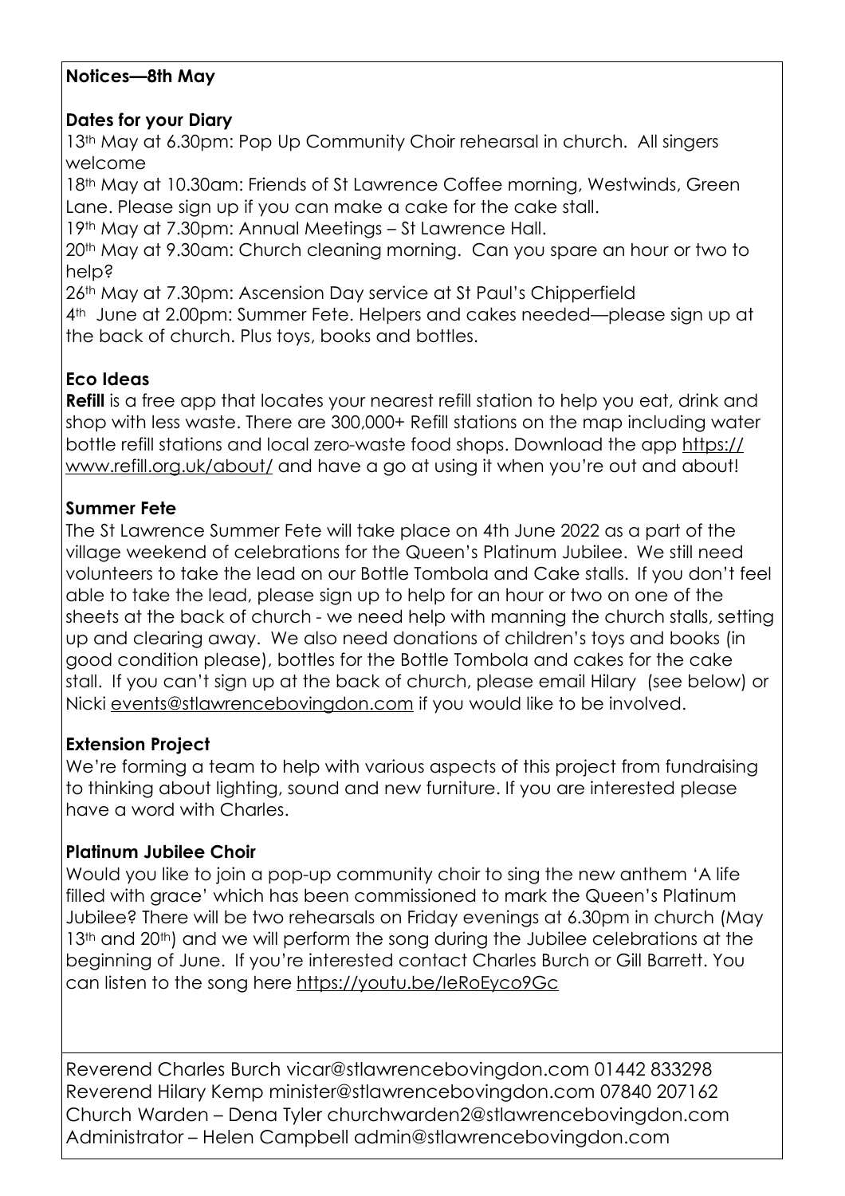**Notices—8th May**

**Dates for your Diary**

13th May at 6.30pm: Pop Up Community Choir rehearsal in church. All singers welcome

18th May at 10.30am: Friends of St Lawrence Coffee morning, Westwinds, Green Lane. Please sign up if you can make a cake for the cake stall.

19th May at 7.30pm: Annual Meetings – St Lawrence Hall.

20th May at 9.30am: Church cleaning morning. Can you spare an hour or two to help?

26th May at 7.30pm: Ascension Day service at St Paul's Chipperfield

4th June at 2.00pm: Summer Fete. Helpers and cakes needed—please sign up at the back of church. Plus toys, books and bottles.

**Eco Ideas**

**Refill** is a free app that locates your nearest refill station to help you eat, drink and shop with less waste. There are 300,000+ Refill stations on the map including water bottle refill stations and local zero-waste food shops. Download the app https://www.refill.org.uk/about/ and have a go at using it when you're out and about!

**Summer Fete**

The St Lawrence Summer Fete will take place on 4th June 2022 as a part of the village weekend of celebrations for the Queen's Platinum Jubilee. We still need volunteers to take the lead on our Bottle Tombola and Cake stalls. If you don't feel able to take the lead, please sign up to help for an hour or two on one of the sheets at the back of church - we need help with manning the church stalls, setting up and clearing away. We also need donations of children's toys and books (in good condition please), bottles for the Bottle Tombola and cakes for the cake stall. If you can't sign up at the back of church, please email Hilary (see below) or Nicki events@stlawrencebovingdon.com if you would like to be involved.

**Extension Project**

We're forming a team to help with various aspects of this project from fundraising to thinking about lighting, sound and new furniture. If you are interested please have a word with Charles.

**Platinum Jubilee Choir**

Would you like to join a pop-up community choir to sing the new anthem 'A life filled with grace' which has been commissioned to mark the Queen's Platinum Jubilee? There will be two rehearsals on Friday evenings at 6.30pm in church (May 13th and 20th) and we will perform the song during the Jubilee celebrations at the beginning of June. If you're interested contact Charles Burch or Gill Barrett. You can listen to the song here https://youtu.be/IeRoEyco9Gc

Reverend Charles Burch vicar@stlawrencebovingdon.com 01442 833298
Reverend Hilary Kemp minister@stlawrencebovingdon.com 07840 207162
Church Warden – Dena Tyler churchwarden2@stlawrencebovingdon.com
Administrator – Helen Campbell admin@stlawrencebovingdon.com